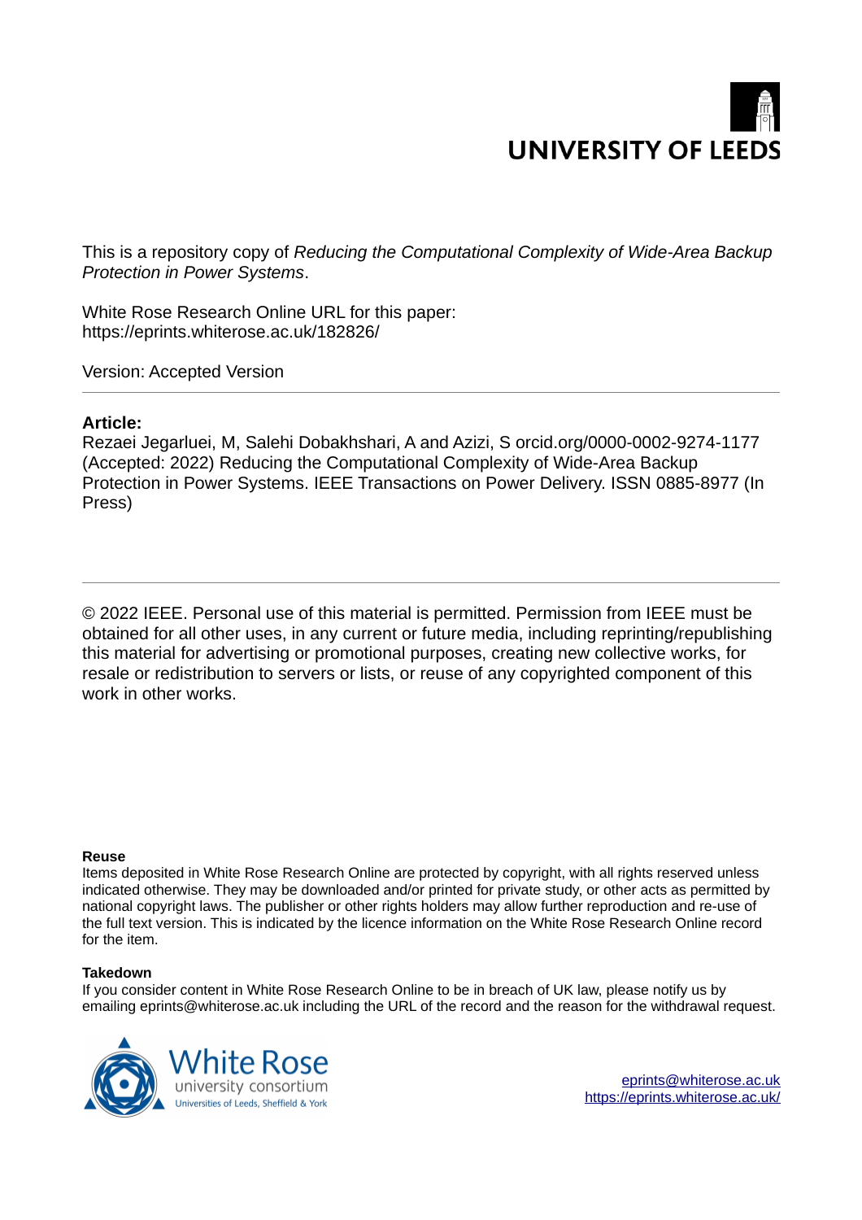UNIVERSITY OF LEEDS

This is a repository copy of *Reducing the Computational Complexity of Wide-Area Backup Protection in Power Systems*.

White Rose Research Online URL for this paper:
https://eprints.whiterose.ac.uk/182826/

Version: Accepted Version

---

**Article:**

Rezaei Jegarluei, M, Salehi Dobakhshari, A and Azizi, S orcid.org/0000-0002-9274-1177 (Accepted: 2022) Reducing the Computational Complexity of Wide-Area Backup Protection in Power Systems. IEEE Transactions on Power Delivery. ISSN 0885-8977 (In Press)

---

© 2022 IEEE. Personal use of this material is permitted. Permission from IEEE must be obtained for all other uses, in any current or future media, including reprinting/republishing this material for advertising or promotional purposes, creating new collective works, for resale or redistribution to servers or lists, or reuse of any copyrighted component of this work in other works.

**Reuse**

Items deposited in White Rose Research Online are protected by copyright, with all rights reserved unless indicated otherwise. They may be downloaded and/or printed for private study, or other acts as permitted by national copyright laws. The publisher or other rights holders may allow further reproduction and re-use of the full text version. This is indicated by the licence information on the White Rose Research Online record for the item.

**Takedown**

If you consider content in White Rose Research Online to be in breach of UK law, please notify us by emailing eprints@whiterose.ac.uk including the URL of the record and the reason for the withdrawal request.

White Rose university consortium
Universities of Leeds, Sheffield & York

eprints@whiterose.ac.uk
https://eprints.whiterose.ac.uk/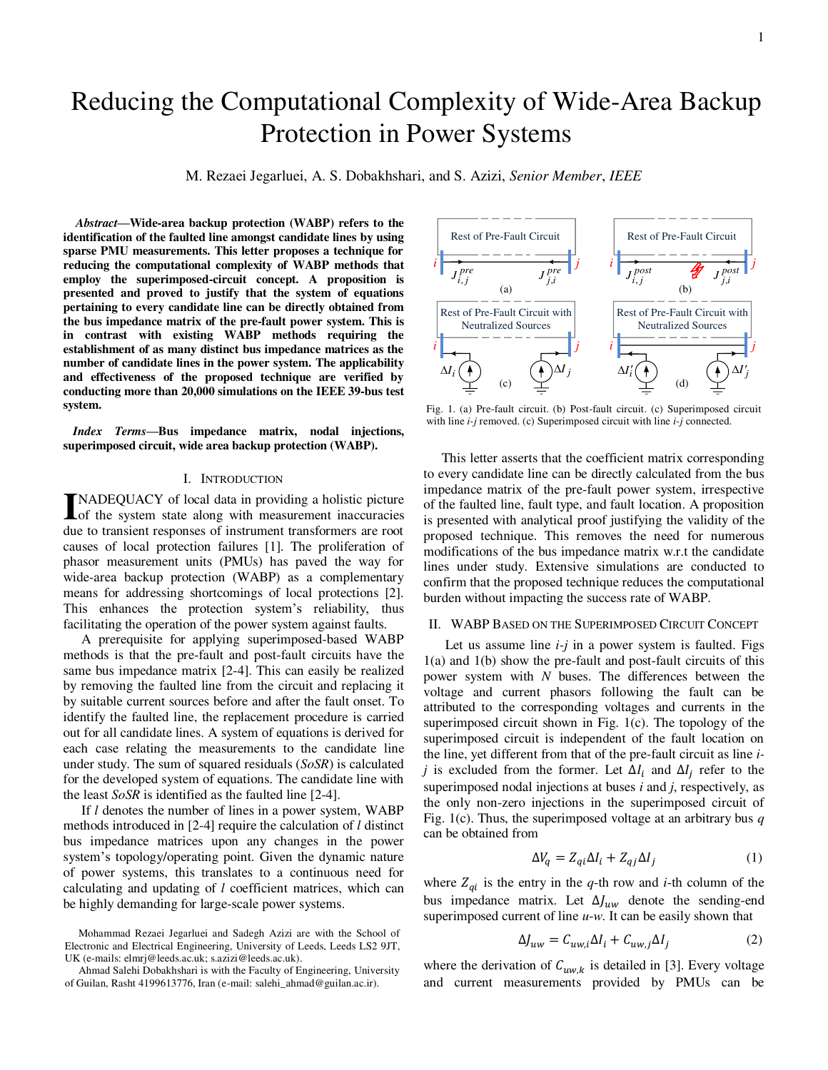# Reducing the Computational Complexity of Wide-Area Backup Protection in Power Systems

M. Rezaei Jegarluei, A. S. Dobakhshari, and S. Azizi, *Senior Member*, *IEEE*

***Abstract*—Wide-area backup protection (WABP) refers to the identification of the faulted line amongst candidate lines by using sparse PMU measurements. This letter proposes a technique for reducing the computational complexity of WABP methods that employ the superimposed-circuit concept. A proposition is presented and proved to justify that the system of equations pertaining to every candidate line can be directly obtained from the bus impedance matrix of the pre-fault power system. This is in contrast with existing WABP methods requiring the establishment of as many distinct bus impedance matrices as the number of candidate lines in the power system. The applicability and effectiveness of the proposed technique are verified by conducting more than 20,000 simulations on the IEEE 39-bus test system.**

***Index Terms*—Bus impedance matrix, nodal injections, superimposed circuit, wide area backup protection (WABP).**

## I. Introduction

Inadequacy of local data in providing a holistic picture of the system state along with measurement inaccuracies due to transient responses of instrument transformers are root causes of local protection failures [1]. The proliferation of phasor measurement units (PMUs) has paved the way for wide-area backup protection (WABP) as a complementary means for addressing shortcomings of local protections [2]. This enhances the protection system's reliability, thus facilitating the operation of the power system against faults.

A prerequisite for applying superimposed-based WABP methods is that the pre-fault and post-fault circuits have the same bus impedance matrix [2-4]. This can easily be realized by removing the faulted line from the circuit and replacing it by suitable current sources before and after the fault onset. To identify the faulted line, the replacement procedure is carried out for all candidate lines. A system of equations is derived for each case relating the measurements to the candidate line under study. The sum of squared residuals (*SoSR*) is calculated for the developed system of equations. The candidate line with the least *SoSR* is identified as the faulted line [2-4].

If $l$ denotes the number of lines in a power system, WABP methods introduced in [2-4] require the calculation of $l$ distinct bus impedance matrices upon any changes in the power system's topology/operating point. Given the dynamic nature of power systems, this translates to a continuous need for calculating and updating of $l$ coefficient matrices, which can be highly demanding for large-scale power systems.

Mohammad Rezaei Jegarluei and Sadegh Azizi are with the School of Electronic and Electrical Engineering, University of Leeds, Leeds LS2 9JT, UK (e-mails: elmrj@leeds.ac.uk; s.azizi@leeds.ac.uk).

Ahmad Salehi Dobakhshari is with the Faculty of Engineering, University of Guilan, Rasht 4199613776, Iran (e-mail: salehi_ahmad@guilan.ac.ir).

Fig. 1. (a) Pre-fault circuit. (b) Post-fault circuit. (c) Superimposed circuit with line $i$-$j$ removed. (c) Superimposed circuit with line $i$-$j$ connected.

This letter asserts that the coefficient matrix corresponding to every candidate line can be directly calculated from the bus impedance matrix of the pre-fault power system, irrespective of the faulted line, fault type, and fault location. A proposition is presented with analytical proof justifying the validity of the proposed technique. This removes the need for numerous modifications of the bus impedance matrix w.r.t the candidate lines under study. Extensive simulations are conducted to confirm that the proposed technique reduces the computational burden without impacting the success rate of WABP.

## II. WABP Based on the Superimposed Circuit Concept

Let us assume line $i$-$j$ in a power system is faulted. Figs 1(a) and 1(b) show the pre-fault and post-fault circuits of this power system with $N$ buses. The differences between the voltage and current phasors following the fault can be attributed to the corresponding voltages and currents in the superimposed circuit shown in Fig. 1(c). The topology of the superimposed circuit is independent of the fault location on the line, yet different from that of the pre-fault circuit as line $i$-$j$ is excluded from the former. Let $\Delta I_i$ and $\Delta I_j$ refer to the superimposed nodal injections at buses $i$ and $j$, respectively, as the only non-zero injections in the superimposed circuit of Fig. 1(c). Thus, the superimposed voltage at an arbitrary bus $q$ can be obtained from

$$\Delta V_q = Z_{qi}\Delta I_i + Z_{qj}\Delta I_j \tag{1}$$

where $Z_{qi}$ is the entry in the $q$-th row and $i$-th column of the bus impedance matrix. Let $\Delta J_{uw}$ denote the sending-end superimposed current of line $u$-$w$. It can be easily shown that

$$\Delta J_{uw} = C_{uw,i}\Delta I_i + C_{uw,j}\Delta I_j \tag{2}$$

where the derivation of $C_{uw,k}$ is detailed in [3]. Every voltage and current measurements provided by PMUs can be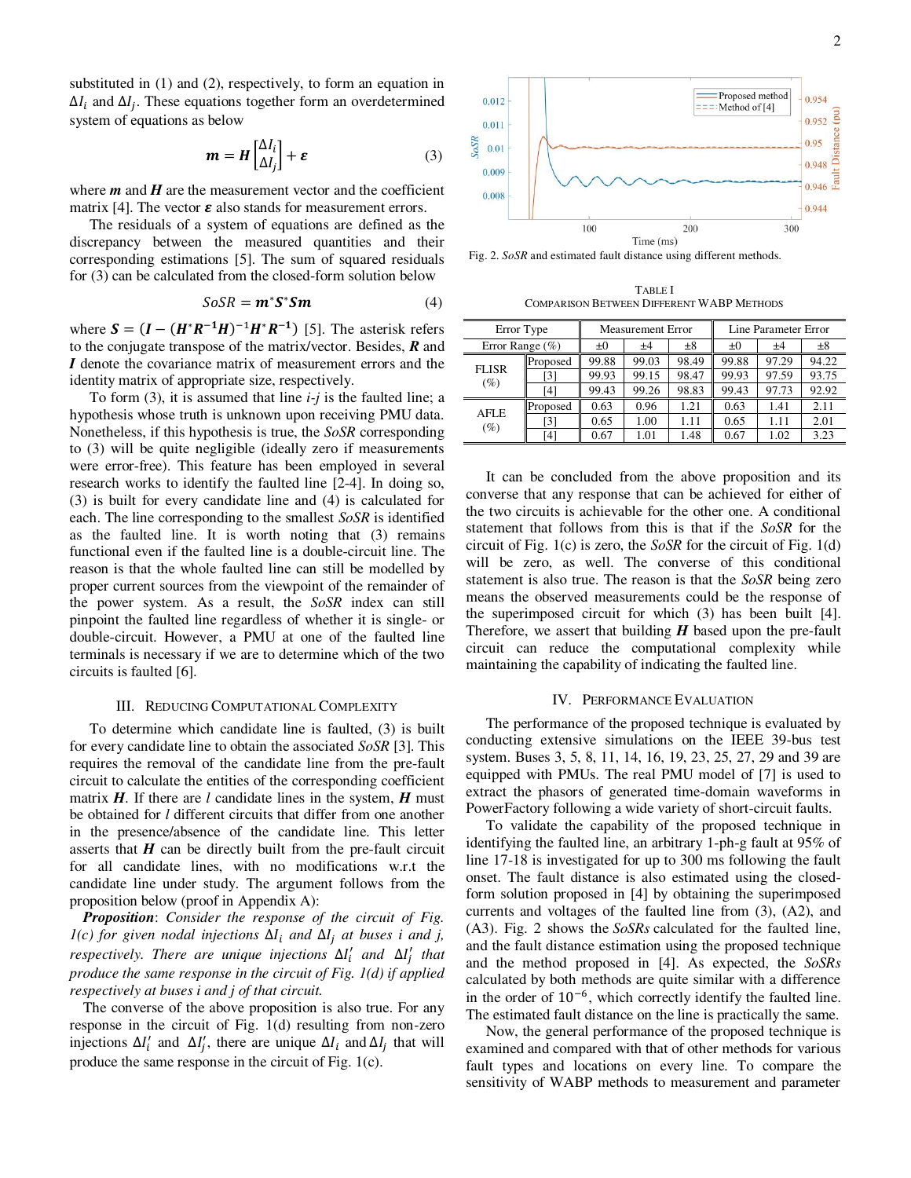substituted in (1) and (2), respectively, to form an equation in $\Delta I_i$ and $\Delta I_j$. These equations together form an overdetermined system of equations as below

$$\boldsymbol{m} = \boldsymbol{H}\begin{bmatrix}\Delta I_i \\ \Delta I_j\end{bmatrix} + \boldsymbol{\varepsilon} \tag{3}$$

where $\boldsymbol{m}$ and $\boldsymbol{H}$ are the measurement vector and the coefficient matrix [4]. The vector $\boldsymbol{\varepsilon}$ also stands for measurement errors.

The residuals of a system of equations are defined as the discrepancy between the measured quantities and their corresponding estimations [5]. The sum of squared residuals for (3) can be calculated from the closed-form solution below

$$SoSR = \boldsymbol{m}^{*}\boldsymbol{S}^{*}\boldsymbol{S}\boldsymbol{m} \tag{4}$$

where $\boldsymbol{S} = (\boldsymbol{I} - (\boldsymbol{H}^{*}\boldsymbol{R}^{-1}\boldsymbol{H})^{-1}\boldsymbol{H}^{*}\boldsymbol{R}^{-1})$ [5]. The asterisk refers to the conjugate transpose of the matrix/vector. Besides, $\boldsymbol{R}$ and $\boldsymbol{I}$ denote the covariance matrix of measurement errors and the identity matrix of appropriate size, respectively.

To form (3), it is assumed that line *i-j* is the faulted line; a hypothesis whose truth is unknown upon receiving PMU data. Nonetheless, if this hypothesis is true, the *SoSR* corresponding to (3) will be quite negligible (ideally zero if measurements were error-free). This feature has been employed in several research works to identify the faulted line [2-4]. In doing so, (3) is built for every candidate line and (4) is calculated for each. The line corresponding to the smallest *SoSR* is identified as the faulted line. It is worth noting that (3) remains functional even if the faulted line is a double-circuit line. The reason is that the whole faulted line can still be modelled by proper current sources from the viewpoint of the remainder of the power system. As a result, the *SoSR* index can still pinpoint the faulted line regardless of whether it is single- or double-circuit. However, a PMU at one of the faulted line terminals is necessary if we are to determine which of the two circuits is faulted [6].

## III. Reducing Computational Complexity

To determine which candidate line is faulted, (3) is built for every candidate line to obtain the associated *SoSR* [3]. This requires the removal of the candidate line from the pre-fault circuit to calculate the entities of the corresponding coefficient matrix $\boldsymbol{H}$. If there are *l* candidate lines in the system, $\boldsymbol{H}$ must be obtained for *l* different circuits that differ from one another in the presence/absence of the candidate line. This letter asserts that $\boldsymbol{H}$ can be directly built from the pre-fault circuit for all candidate lines, with no modifications w.r.t the candidate line under study. The argument follows from the proposition below (proof in Appendix A):

***Proposition***: *Consider the response of the circuit of Fig. 1(c) for given nodal injections $\Delta I_i$ and $\Delta I_j$ at buses i and j, respectively. There are unique injections $\Delta I_i'$ and $\Delta I_j'$ that produce the same response in the circuit of Fig. 1(d) if applied respectively at buses i and j of that circuit.*

The converse of the above proposition is also true. For any response in the circuit of Fig. 1(d) resulting from non-zero injections $\Delta I_i'$ and $\Delta I_j'$, there are unique $\Delta I_i$ and $\Delta I_j$ that will produce the same response in the circuit of Fig. 1(c).

Fig. 2. *SoSR* and estimated fault distance using different methods.

TABLE I
Comparison Between Different WABP Methods

| Error Type | | Measurement Error | | | Line Parameter Error | | |
|---|---|---|---|---|---|---|---|
| Error Range (%) | | ±0 | ±4 | ±8 | ±0 | ±4 | ±8 |
| FLISR (%) | Proposed | 99.88 | 99.03 | 98.49 | 99.88 | 97.29 | 94.22 |
| | [3] | 99.93 | 99.15 | 98.47 | 99.93 | 97.59 | 93.75 |
| | [4] | 99.43 | 99.26 | 98.83 | 99.43 | 97.73 | 92.92 |
| AFLE (%) | Proposed | 0.63 | 0.96 | 1.21 | 0.63 | 1.41 | 2.11 |
| | [3] | 0.65 | 1.00 | 1.11 | 0.65 | 1.11 | 2.01 |
| | [4] | 0.67 | 1.01 | 1.48 | 0.67 | 1.02 | 3.23 |

It can be concluded from the above proposition and its converse that any response that can be achieved for either of the two circuits is achievable for the other one. A conditional statement that follows from this is that if the *SoSR* for the circuit of Fig. 1(c) is zero, the *SoSR* for the circuit of Fig. 1(d) will be zero, as well. The converse of this conditional statement is also true. The reason is that the *SoSR* being zero means the observed measurements could be the response of the superimposed circuit for which (3) has been built [4]. Therefore, we assert that building $\boldsymbol{H}$ based upon the pre-fault circuit can reduce the computational complexity while maintaining the capability of indicating the faulted line.

## IV. Performance Evaluation

The performance of the proposed technique is evaluated by conducting extensive simulations on the IEEE 39-bus test system. Buses 3, 5, 8, 11, 14, 16, 19, 23, 25, 27, 29 and 39 are equipped with PMUs. The real PMU model of [7] is used to extract the phasors of generated time-domain waveforms in PowerFactory following a wide variety of short-circuit faults.

To validate the capability of the proposed technique in identifying the faulted line, an arbitrary 1-ph-g fault at 95% of line 17-18 is investigated for up to 300 ms following the fault onset. The fault distance is also estimated using the closed-form solution proposed in [4] by obtaining the superimposed currents and voltages of the faulted line from (3), (A2), and (A3). Fig. 2 shows the *SoSRs* calculated for the faulted line, and the fault distance estimation using the proposed technique and the method proposed in [4]. As expected, the *SoSRs* calculated by both methods are quite similar with a difference in the order of $10^{-6}$, which correctly identify the faulted line. The estimated fault distance on the line is practically the same.

Now, the general performance of the proposed technique is examined and compared with that of other methods for various fault types and locations on every line. To compare the sensitivity of WABP methods to measurement and parameter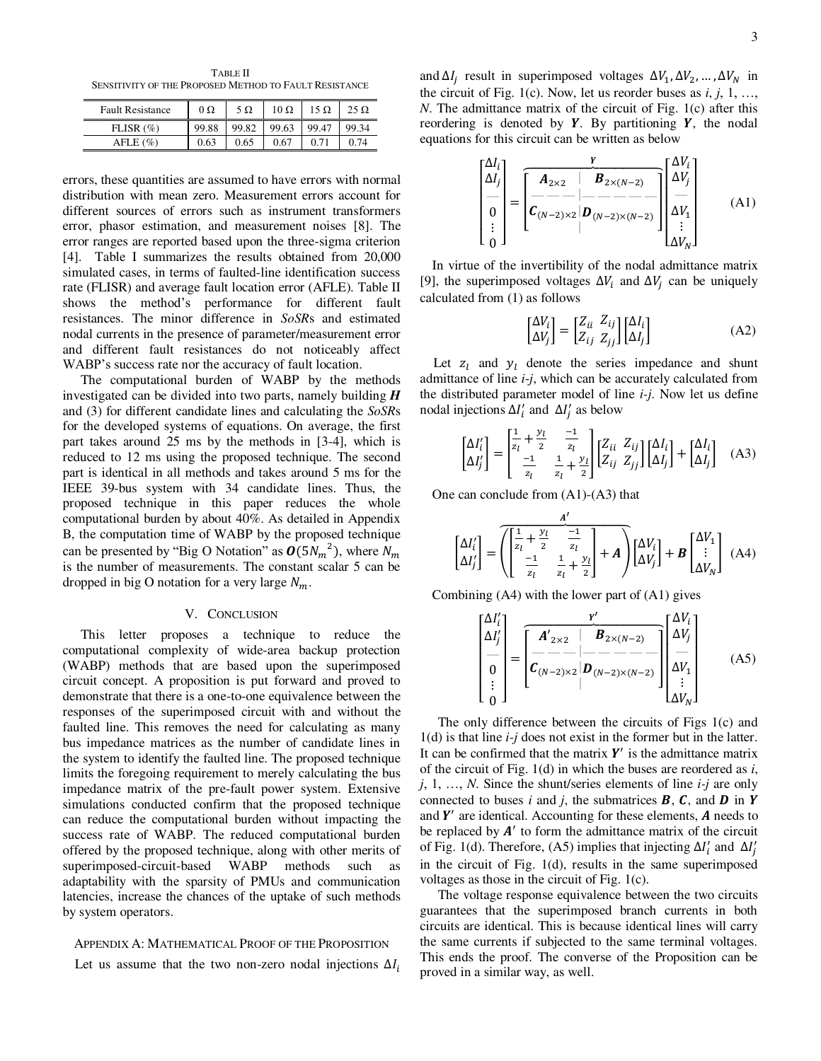TABLE II
SENSITIVITY OF THE PROPOSED METHOD TO FAULT RESISTANCE

| Fault Resistance | 0 Ω | 5 Ω | 10 Ω | 15 Ω | 25 Ω |
|---|---|---|---|---|---|
| FLISR (%) | 99.88 | 99.82 | 99.63 | 99.47 | 99.34 |
| AFLE (%) | 0.63 | 0.65 | 0.67 | 0.71 | 0.74 |

errors, these quantities are assumed to have errors with normal distribution with mean zero. Measurement errors account for different sources of errors such as instrument transformers error, phasor estimation, and measurement noises [8]. The error ranges are reported based upon the three-sigma criterion [4]. Table I summarizes the results obtained from 20,000 simulated cases, in terms of faulted-line identification success rate (FLISR) and average fault location error (AFLE). Table II shows the method's performance for different fault resistances. The minor difference in *SoSR*s and estimated nodal currents in the presence of parameter/measurement error and different fault resistances do not noticeably affect WABP's success rate nor the accuracy of fault location.

The computational burden of WABP by the methods investigated can be divided into two parts, namely building $\boldsymbol{H}$ and (3) for different candidate lines and calculating the *SoSR*s for the developed systems of equations. On average, the first part takes around 25 ms by the methods in [3-4], which is reduced to 12 ms using the proposed technique. The second part is identical in all methods and takes around 5 ms for the IEEE 39-bus system with 34 candidate lines. Thus, the proposed technique in this paper reduces the whole computational burden by about 40%. As detailed in Appendix B, the computation time of WABP by the proposed technique can be presented by "Big O Notation" as $\boldsymbol{O}(5{N_m}^2)$, where $N_m$ is the number of measurements. The constant scalar 5 can be dropped in big O notation for a very large $N_m$.

## V. Conclusion

This letter proposes a technique to reduce the computational complexity of wide-area backup protection (WABP) methods that are based upon the superimposed circuit concept. A proposition is put forward and proved to demonstrate that there is a one-to-one equivalence between the responses of the superimposed circuit with and without the faulted line. This removes the need for calculating as many bus impedance matrices as the number of candidate lines in the system to identify the faulted line. The proposed technique limits the foregoing requirement to merely calculating the bus impedance matrix of the pre-fault power system. Extensive simulations conducted confirm that the proposed technique can reduce the computational burden without impacting the success rate of WABP. The reduced computational burden offered by the proposed technique, along with other merits of superimposed-circuit-based WABP methods such as adaptability with the sparsity of PMUs and communication latencies, increase the chances of the uptake of such methods by system operators.

## Appendix A: Mathematical Proof of the Proposition

Let us assume that the two non-zero nodal injections $\Delta I_i$ and $\Delta I_j$ result in superimposed voltages $\Delta V_1, \Delta V_2, \dots, \Delta V_N$ in the circuit of Fig. 1(c). Now, let us reorder buses as $i$, $j$, 1, …, $N$. The admittance matrix of the circuit of Fig. 1(c) after this reordering is denoted by $\boldsymbol{Y}$. By partitioning $\boldsymbol{Y}$, the nodal equations for this circuit can be written as below

$$
\begin{bmatrix} \Delta I_i \\ \Delta I_j \\ \hline 0 \\ \vdots \\ 0 \end{bmatrix} = \overbrace{\left[\begin{array}{c|c} \boldsymbol{A}_{2\times 2} & \boldsymbol{B}_{2\times(N-2)} \\ \hline \boldsymbol{C}_{(N-2)\times 2} & \boldsymbol{D}_{(N-2)\times(N-2)} \end{array}\right]}^{\boldsymbol{Y}} \begin{bmatrix} \Delta V_i \\ \Delta V_j \\ \hline \Delta V_1 \\ \vdots \\ \Delta V_N \end{bmatrix} \tag{A1}
$$

In virtue of the invertibility of the nodal admittance matrix [9], the superimposed voltages $\Delta V_i$ and $\Delta V_j$ can be uniquely calculated from (1) as follows

$$
\begin{bmatrix} \Delta V_i \\ \Delta V_j \end{bmatrix} = \begin{bmatrix} Z_{ii} & Z_{ij} \\ Z_{ij} & Z_{jj} \end{bmatrix} \begin{bmatrix} \Delta I_i \\ \Delta I_j \end{bmatrix} \tag{A2}
$$

Let $z_l$ and $y_l$ denote the series impedance and shunt admittance of line $i$-$j$, which can be accurately calculated from the distributed parameter model of line $i$-$j$. Now let us define nodal injections $\Delta I'_i$ and $\Delta I'_j$ as below

$$
\begin{bmatrix} \Delta I'_i \\ \Delta I'_j \end{bmatrix} = \begin{bmatrix} \frac{1}{z_l} + \frac{y_l}{2} & \frac{-1}{z_l} \\ \frac{-1}{z_l} & \frac{1}{z_l} + \frac{y_l}{2} \end{bmatrix} \begin{bmatrix} Z_{ii} & Z_{ij} \\ Z_{ij} & Z_{jj} \end{bmatrix} \begin{bmatrix} \Delta I_i \\ \Delta I_j \end{bmatrix} + \begin{bmatrix} \Delta I_i \\ \Delta I_j \end{bmatrix} \tag{A3}
$$

One can conclude from (A1)-(A3) that

$$
\begin{bmatrix} \Delta I'_i \\ \Delta I'_j \end{bmatrix} = \overbrace{\left( \begin{bmatrix} \frac{1}{z_l} + \frac{y_l}{2} & \frac{-1}{z_l} \\ \frac{-1}{z_l} & \frac{1}{z_l} + \frac{y_l}{2} \end{bmatrix} + \boldsymbol{A} \right)}^{\boldsymbol{A}'} \begin{bmatrix} \Delta V_i \\ \Delta V_j \end{bmatrix} + \boldsymbol{B} \begin{bmatrix} \Delta V_1 \\ \vdots \\ \Delta V_N \end{bmatrix} \tag{A4}
$$

Combining (A4) with the lower part of (A1) gives

$$
\begin{bmatrix} \Delta I'_i \\ \Delta I'_j \\ \hline 0 \\ \vdots \\ 0 \end{bmatrix} = \overbrace{\left[\begin{array}{c|c} \boldsymbol{A}'_{2\times 2} & \boldsymbol{B}_{2\times(N-2)} \\ \hline \boldsymbol{C}_{(N-2)\times 2} & \boldsymbol{D}_{(N-2)\times(N-2)} \end{array}\right]}^{\boldsymbol{Y}'} \begin{bmatrix} \Delta V_i \\ \Delta V_j \\ \hline \Delta V_1 \\ \vdots \\ \Delta V_N \end{bmatrix} \tag{A5}
$$

The only difference between the circuits of Figs 1(c) and 1(d) is that line $i$-$j$ does not exist in the former but in the latter. It can be confirmed that the matrix $\boldsymbol{Y}'$ is the admittance matrix of the circuit of Fig. 1(d) in which the buses are reordered as $i$, $j$, 1, …, $N$. Since the shunt/series elements of line $i$-$j$ are only connected to buses $i$ and $j$, the submatrices $\boldsymbol{B}$, $\boldsymbol{C}$, and $\boldsymbol{D}$ in $\boldsymbol{Y}$ and $\boldsymbol{Y}'$ are identical. Accounting for these elements, $\boldsymbol{A}$ needs to be replaced by $\boldsymbol{A}'$ to form the admittance matrix of the circuit of Fig. 1(d). Therefore, (A5) implies that injecting $\Delta I'_i$ and $\Delta I'_j$ in the circuit of Fig. 1(d), results in the same superimposed voltages as those in the circuit of Fig. 1(c).

The voltage response equivalence between the two circuits guarantees that the superimposed branch currents in both circuits are identical. This is because identical lines will carry the same currents if subjected to the same terminal voltages. This ends the proof. The converse of the Proposition can be proved in a similar way, as well.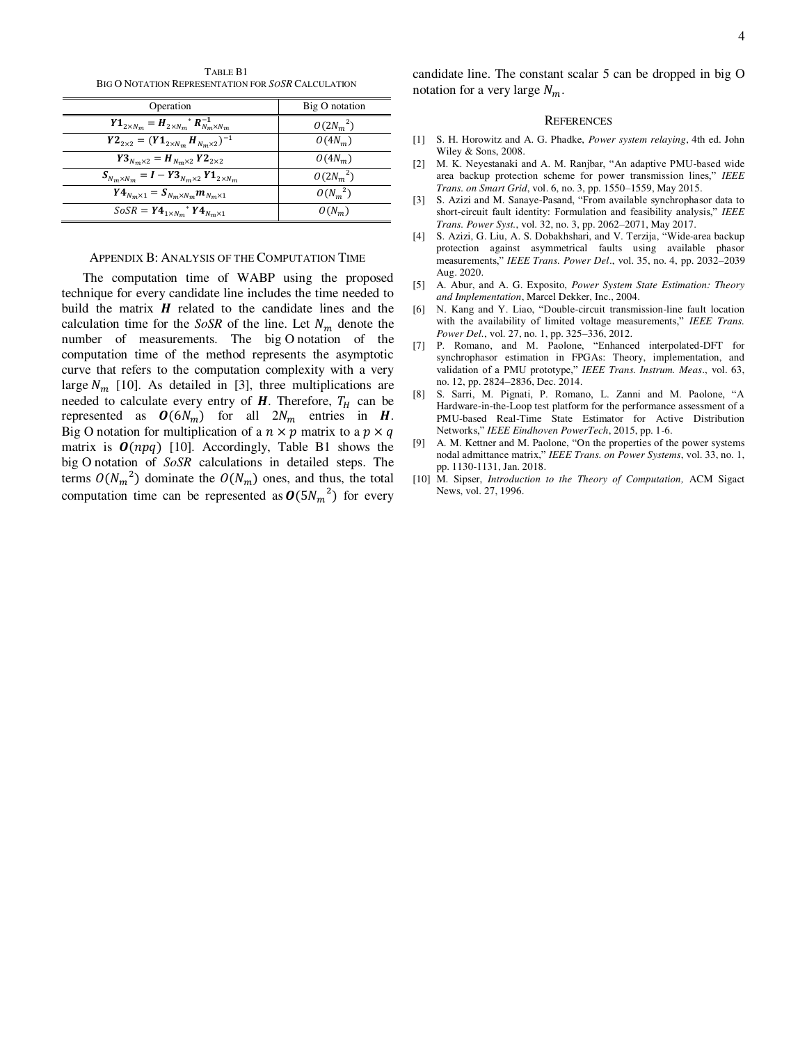TABLE B1
BIG O NOTATION REPRESENTATION FOR *SoSR* CALCULATION

| Operation | Big O notation |
|---|---|
| $\boldsymbol{Y1}_{2\times N_m} = \boldsymbol{H}_{2\times N_m}{}^{*}\, \boldsymbol{R}^{-1}_{N_m\times N_m}$ | $O(2{N_m}^2)$ |
| $\boldsymbol{Y2}_{2\times 2} = (\boldsymbol{Y1}_{2\times N_m}\, \boldsymbol{H}_{N_m\times 2})^{-1}$ | $O(4N_m)$ |
| $\boldsymbol{Y3}_{N_m\times 2} = \boldsymbol{H}_{N_m\times 2}\, \boldsymbol{Y2}_{2\times 2}$ | $O(4N_m)$ |
| $\boldsymbol{S}_{N_m\times N_m} = \boldsymbol{I} - \boldsymbol{Y3}_{N_m\times 2}\, \boldsymbol{Y1}_{2\times N_m}$ | $O(2{N_m}^2)$ |
| $\boldsymbol{Y4}_{N_m\times 1} = \boldsymbol{S}_{N_m\times N_m}\boldsymbol{m}_{N_m\times 1}$ | $O({N_m}^2)$ |
| $SoSR = \boldsymbol{Y4}_{1\times N_m}{}^{*}\, \boldsymbol{Y4}_{N_m\times 1}$ | $O(N_m)$ |

## APPENDIX B: ANALYSIS OF THE COMPUTATION TIME

The computation time of WABP using the proposed technique for every candidate line includes the time needed to build the matrix $\boldsymbol{H}$ related to the candidate lines and the calculation time for the *SoSR* of the line. Let $N_m$ denote the number of measurements. The big O notation of the computation time of the method represents the asymptotic curve that refers to the computation complexity with a very large $N_m$ [10]. As detailed in [3], three multiplications are needed to calculate every entry of $\boldsymbol{H}$. Therefore, $T_H$ can be represented as $\boldsymbol{O}(6N_m)$ for all $2N_m$ entries in $\boldsymbol{H}$. Big O notation for multiplication of a $n \times p$ matrix to a $p \times q$ matrix is $\boldsymbol{O}(npq)$ [10]. Accordingly, Table B1 shows the big O notation of *SoSR* calculations in detailed steps. The terms $O({N_m}^2)$ dominate the $O(N_m)$ ones, and thus, the total computation time can be represented as $\boldsymbol{O}(5{N_m}^2)$ for every candidate line. The constant scalar 5 can be dropped in big O notation for a very large $N_m$.

## REFERENCES

[1] S. H. Horowitz and A. G. Phadke, *Power system relaying*, 4th ed. John Wiley & Sons, 2008.

[2] M. K. Neyestanaki and A. M. Ranjbar, "An adaptive PMU-based wide area backup protection scheme for power transmission lines," *IEEE Trans. on Smart Grid*, vol. 6, no. 3, pp. 1550–1559, May 2015.

[3] S. Azizi and M. Sanaye-Pasand, "From available synchrophasor data to short-circuit fault identity: Formulation and feasibility analysis," *IEEE Trans. Power Syst.*, vol. 32, no. 3, pp. 2062–2071, May 2017.

[4] S. Azizi, G. Liu, A. S. Dobakhshari, and V. Terzija, "Wide-area backup protection against asymmetrical faults using available phasor measurements," *IEEE Trans. Power Del*., vol. 35, no. 4, pp. 2032–2039 Aug. 2020.

[5] A. Abur, and A. G. Exposito, *Power System State Estimation: Theory and Implementation*, Marcel Dekker, Inc., 2004.

[6] N. Kang and Y. Liao, "Double-circuit transmission-line fault location with the availability of limited voltage measurements," *IEEE Trans. Power Del.*, vol. 27, no. 1, pp. 325–336, 2012.

[7] P. Romano, and M. Paolone, "Enhanced interpolated-DFT for synchrophasor estimation in FPGAs: Theory, implementation, and validation of a PMU prototype," *IEEE Trans. Instrum. Meas*., vol. 63, no. 12, pp. 2824–2836, Dec. 2014.

[8] S. Sarri, M. Pignati, P. Romano, L. Zanni and M. Paolone, "A Hardware-in-the-Loop test platform for the performance assessment of a PMU-based Real-Time State Estimator for Active Distribution Networks," *IEEE Eindhoven PowerTech*, 2015, pp. 1-6.

[9] A. M. Kettner and M. Paolone, "On the properties of the power systems nodal admittance matrix," *IEEE Trans. on Power Systems*, vol. 33, no. 1, pp. 1130-1131, Jan. 2018.

[10] M. Sipser, *Introduction to the Theory of Computation,* ACM Sigact News, vol. 27, 1996.